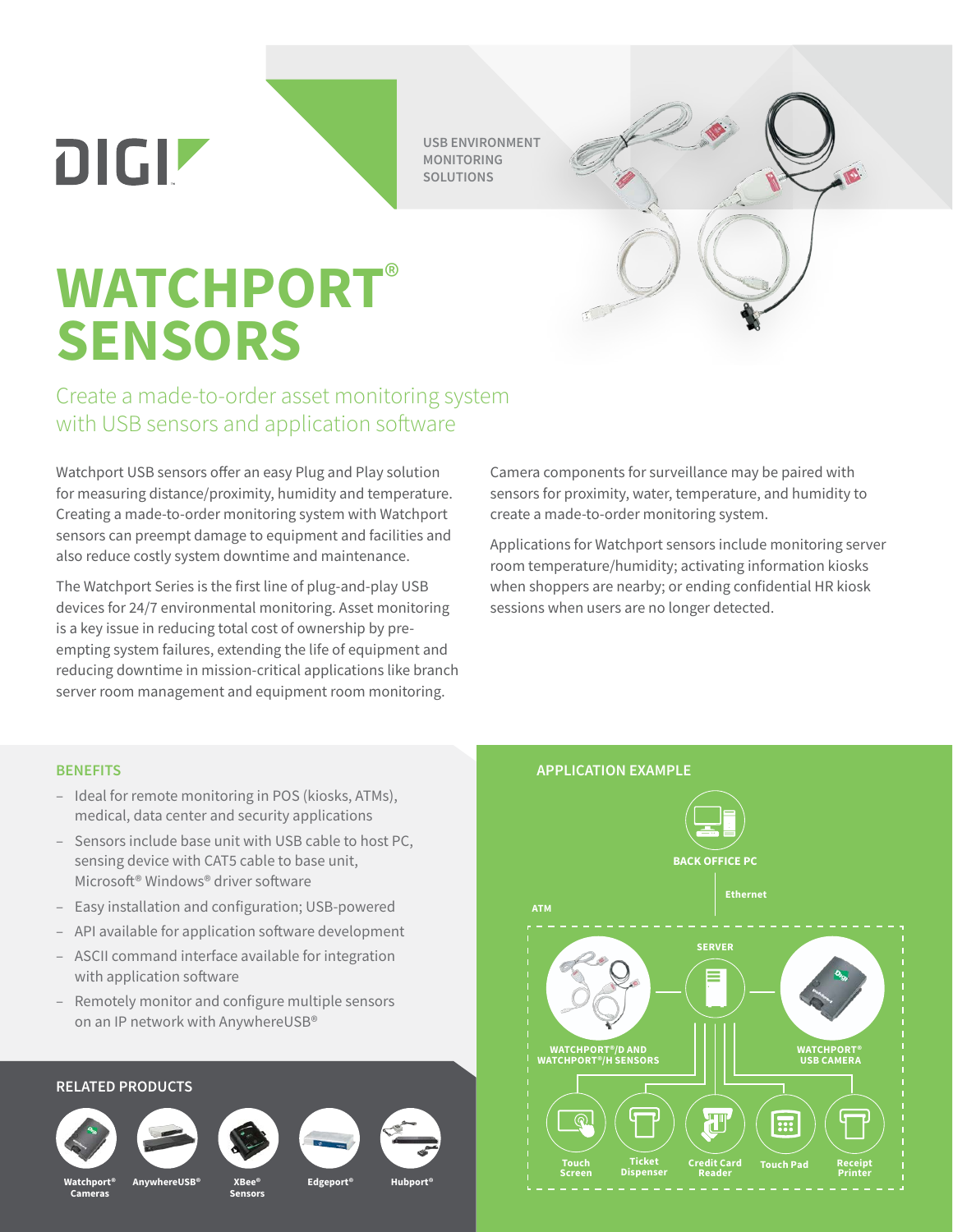DIGI

USB ENVIRONMENT MONITORING SOLUTIONS

# WATCHPORT® SENSORS

## Create a made-to-order asset monitoring system with USB sensors and application software

Watchport USB sensors offer an easy Plug and Play solution for measuring distance/proximity, humidity and temperature. Creating a made-to-order monitoring system with Watchport sensors can preempt damage to equipment and facilities and also reduce costly system downtime and maintenance.

The Watchport Series is the first line of plug-and-play USB devices for 24/7 environmental monitoring. Asset monitoring is a key issue in reducing total cost of ownership by pre-empting system failures, extending the life of equipment and reducing downtime in mission-critical applications like branch server room management and equipment room monitoring.

Camera components for surveillance may be paired with sensors for proximity, water, temperature, and humidity to create a made-to-order monitoring system.

Applications for Watchport sensors include monitoring server room temperature/humidity; activating information kiosks when shoppers are nearby; or ending confidential HR kiosk sessions when users are no longer detected.

### BENEFITS

- Ideal for remote monitoring in POS (kiosks, ATMs), medical, data center and security applications
- Sensors include base unit with USB cable to host PC, sensing device with CAT5 cable to base unit, Microsoft® Windows® driver software
- Easy installation and configuration; USB-powered
- API available for application software development
- ASCII command interface available for integration with application software
- Remotely monitor and configure multiple sensors on an IP network with AnywhereUSB®

### RELATED PRODUCTS

Watchport® Cameras | AnywhereUSB® | XBee® Sensors | Edgeport® | Hubport®

### APPLICATION EXAMPLE

BACK OFFICE PC

Ethernet

ATM

SERVER

WATCHPORT®/D AND WATCHPORT®/H SENSORS

WATCHPORT® USB CAMERA

Touch Screen | Ticket Dispenser | Credit Card Reader | Touch Pad | Receipt Printer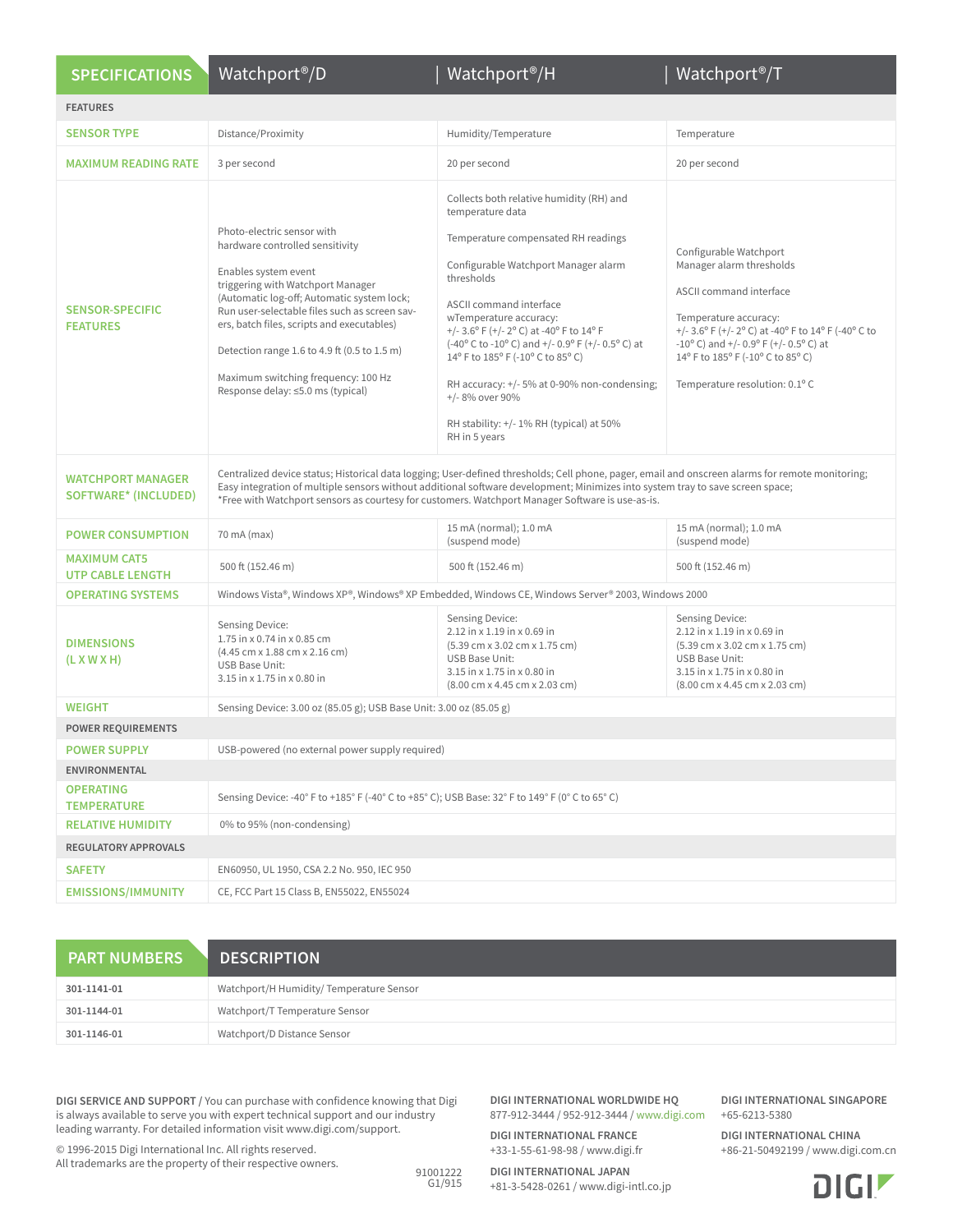| SPECIFICATIONS | Watchport®/D | Watchport®/H | Watchport®/T |
|---|---|---|---|
| **FEATURES** | | | |
| SENSOR TYPE | Distance/Proximity | Humidity/Temperature | Temperature |
| MAXIMUM READING RATE | 3 per second | 20 per second | 20 per second |
| SENSOR-SPECIFIC FEATURES | Photo-electric sensor with hardware controlled sensitivity<br><br>Enables system event triggering with Watchport Manager (Automatic log-off; Automatic system lock; Run user-selectable files such as screen savers, batch files, scripts and executables)<br><br>Detection range 1.6 to 4.9 ft (0.5 to 1.5 m)<br><br>Maximum switching frequency: 100 Hz<br>Response delay: ≤5.0 ms (typical) | Collects both relative humidity (RH) and temperature data<br><br>Temperature compensated RH readings<br><br>Configurable Watchport Manager alarm thresholds<br><br>ASCII command interface<br>wTemperature accuracy:<br>+/- 3.6° F (+/- 2° C) at -40° F to 14° F (-40° C to -10° C) and +/- 0.9° F (+/- 0.5° C) at 14° F to 185° F (-10° C to 85° C)<br><br>RH accuracy: +/- 5% at 0-90% non-condensing; +/- 8% over 90%<br><br>RH stability: +/- 1% RH (typical) at 50% RH in 5 years | Configurable Watchport Manager alarm thresholds<br><br>ASCII command interface<br><br>Temperature accuracy:<br>+/- 3.6° F (+/- 2° C) at -40° F to 14° F (-40° C to -10° C) and +/- 0.9° F (+/- 0.5° C) at 14° F to 185° F (-10° C to 85° C)<br><br>Temperature resolution: 0.1° C |
| WATCHPORT MANAGER SOFTWARE* (INCLUDED) | Centralized device status; Historical data logging; User-defined thresholds; Cell phone, pager, email and onscreen alarms for remote monitoring; Easy integration of multiple sensors without additional software development; Minimizes into system tray to save screen space;<br>*Free with Watchport sensors as courtesy for customers. Watchport Manager Software is use-as-is. | | |
| POWER CONSUMPTION | 70 mA (max) | 15 mA (normal); 1.0 mA (suspend mode) | 15 mA (normal); 1.0 mA (suspend mode) |
| MAXIMUM CAT5 UTP CABLE LENGTH | 500 ft (152.46 m) | 500 ft (152.46 m) | 500 ft (152.46 m) |
| OPERATING SYSTEMS | Windows Vista®, Windows XP®, Windows® XP Embedded, Windows CE, Windows Server® 2003, Windows 2000 | | |
| DIMENSIONS (L X W X H) | Sensing Device:<br>1.75 in x 0.74 in x 0.85 cm<br>(4.45 cm x 1.88 cm x 2.16 cm)<br>USB Base Unit:<br>3.15 in x 1.75 in x 0.80 in | Sensing Device:<br>2.12 in x 1.19 in x 0.69 in<br>(5.39 cm x 3.02 cm x 1.75 cm)<br>USB Base Unit:<br>3.15 in x 1.75 in x 0.80 in<br>(8.00 cm x 4.45 cm x 2.03 cm) | Sensing Device:<br>2.12 in x 1.19 in x 0.69 in<br>(5.39 cm x 3.02 cm x 1.75 cm)<br>USB Base Unit:<br>3.15 in x 1.75 in x 0.80 in<br>(8.00 cm x 4.45 cm x 2.03 cm) |
| WEIGHT | Sensing Device: 3.00 oz (85.05 g); USB Base Unit: 3.00 oz (85.05 g) | | |
| **POWER REQUIREMENTS** | | | |
| POWER SUPPLY | USB-powered (no external power supply required) | | |
| **ENVIRONMENTAL** | | | |
| OPERATING TEMPERATURE | Sensing Device: -40° F to +185° F (-40° C to +85° C); USB Base: 32° F to 149° F (0° C to 65° C) | | |
| RELATIVE HUMIDITY | 0% to 95% (non-condensing) | | |
| **REGULATORY APPROVALS** | | | |
| SAFETY | EN60950, UL 1950, CSA 2.2 No. 950, IEC 950 | | |
| EMISSIONS/IMMUNITY | CE, FCC Part 15 Class B, EN55022, EN55024 | | |

| PART NUMBERS | DESCRIPTION |
|---|---|
| 301-1141-01 | Watchport/H Humidity/ Temperature Sensor |
| 301-1144-01 | Watchport/T Temperature Sensor |
| 301-1146-01 | Watchport/D Distance Sensor |

**DIGI SERVICE AND SUPPORT /** You can purchase with confidence knowing that Digi is always available to serve you with expert technical support and our industry leading warranty. For detailed information visit www.digi.com/support.

© 1996-2015 Digi International Inc. All rights reserved.
All trademarks are the property of their respective owners.

91001222
G1/915

**DIGI INTERNATIONAL WORLDWIDE HQ**
877-912-3444 / 952-912-3444 / www.digi.com

**DIGI INTERNATIONAL FRANCE**
+33-1-55-61-98-98 / www.digi.fr

**DIGI INTERNATIONAL JAPAN**
+81-3-5428-0261 / www.digi-intl.co.jp

**DIGI INTERNATIONAL SINGAPORE**
+65-6213-5380

**DIGI INTERNATIONAL CHINA**
+86-21-50492199 / www.digi.com.cn

DIGI